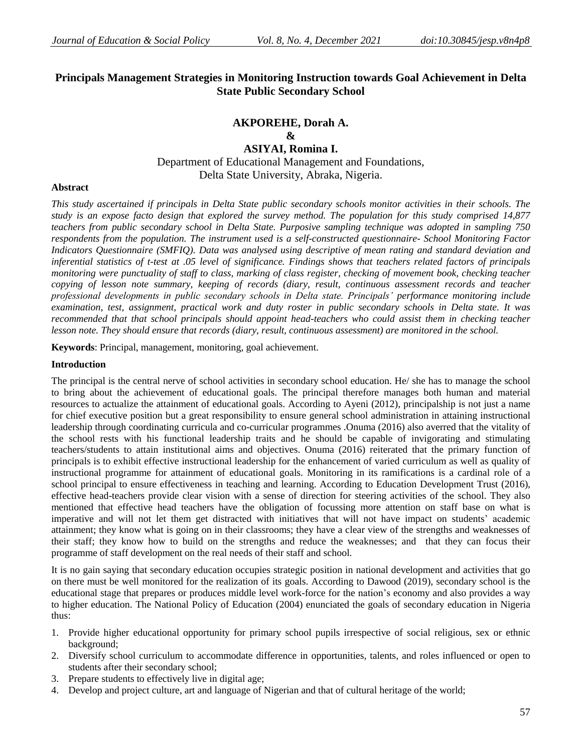# Principals Management Strategies in Monitoring Instruction towards Goal Achievement in Delta State Public Secondary School

**AKPOREHE, Dorah A.**

**&**

**ASIYAI, Romina I.**

Department of Educational Management and Foundations,
Delta State University, Abraka, Nigeria.

### Abstract

*This study ascertained if principals in Delta State public secondary schools monitor activities in their schools. The study is an expose facto design that explored the survey method. The population for this study comprised 14,877 teachers from public secondary school in Delta State. Purposive sampling technique was adopted in sampling 750 respondents from the population. The instrument used is a self-constructed questionnaire- School Monitoring Factor Indicators Questionnaire (SMFIQ). Data was analysed using descriptive of mean rating and standard deviation and inferential statistics of t-test at .05 level of significance. Findings shows that teachers related factors of principals monitoring were punctuality of staff to class, marking of class register, checking of movement book, checking teacher copying of lesson note summary, keeping of records (diary, result, continuous assessment records and teacher professional developments in public secondary schools in Delta state. Principals' performance monitoring include examination, test, assignment, practical work and duty roster in public secondary schools in Delta state. It was recommended that that school principals should appoint head-teachers who could assist them in checking teacher lesson note. They should ensure that records (diary, result, continuous assessment) are monitored in the school.*

**Keywords**: Principal, management, monitoring, goal achievement.

### Introduction

The principal is the central nerve of school activities in secondary school education. He/ she has to manage the school to bring about the achievement of educational goals. The principal therefore manages both human and material resources to actualize the attainment of educational goals. According to Ayeni (2012), principalship is not just a name for chief executive position but a great responsibility to ensure general school administration in attaining instructional leadership through coordinating curricula and co-curricular programmes .Onuma (2016) also averred that the vitality of the school rests with his functional leadership traits and he should be capable of invigorating and stimulating teachers/students to attain institutional aims and objectives. Onuma (2016) reiterated that the primary function of principals is to exhibit effective instructional leadership for the enhancement of varied curriculum as well as quality of instructional programme for attainment of educational goals. Monitoring in its ramifications is a cardinal role of a school principal to ensure effectiveness in teaching and learning. According to Education Development Trust (2016), effective head-teachers provide clear vision with a sense of direction for steering activities of the school. They also mentioned that effective head teachers have the obligation of focussing more attention on staff base on what is imperative and will not let them get distracted with initiatives that will not have impact on students' academic attainment; they know what is going on in their classrooms; they have a clear view of the strengths and weaknesses of their staff; they know how to build on the strengths and reduce the weaknesses; and that they can focus their programme of staff development on the real needs of their staff and school.

It is no gain saying that secondary education occupies strategic position in national development and activities that go on there must be well monitored for the realization of its goals. According to Dawood (2019), secondary school is the educational stage that prepares or produces middle level work-force for the nation's economy and also provides a way to higher education. The National Policy of Education (2004) enunciated the goals of secondary education in Nigeria thus:

1. Provide higher educational opportunity for primary school pupils irrespective of social religious, sex or ethnic background;
2. Diversify school curriculum to accommodate difference in opportunities, talents, and roles influenced or open to students after their secondary school;
3. Prepare students to effectively live in digital age;
4. Develop and project culture, art and language of Nigerian and that of cultural heritage of the world;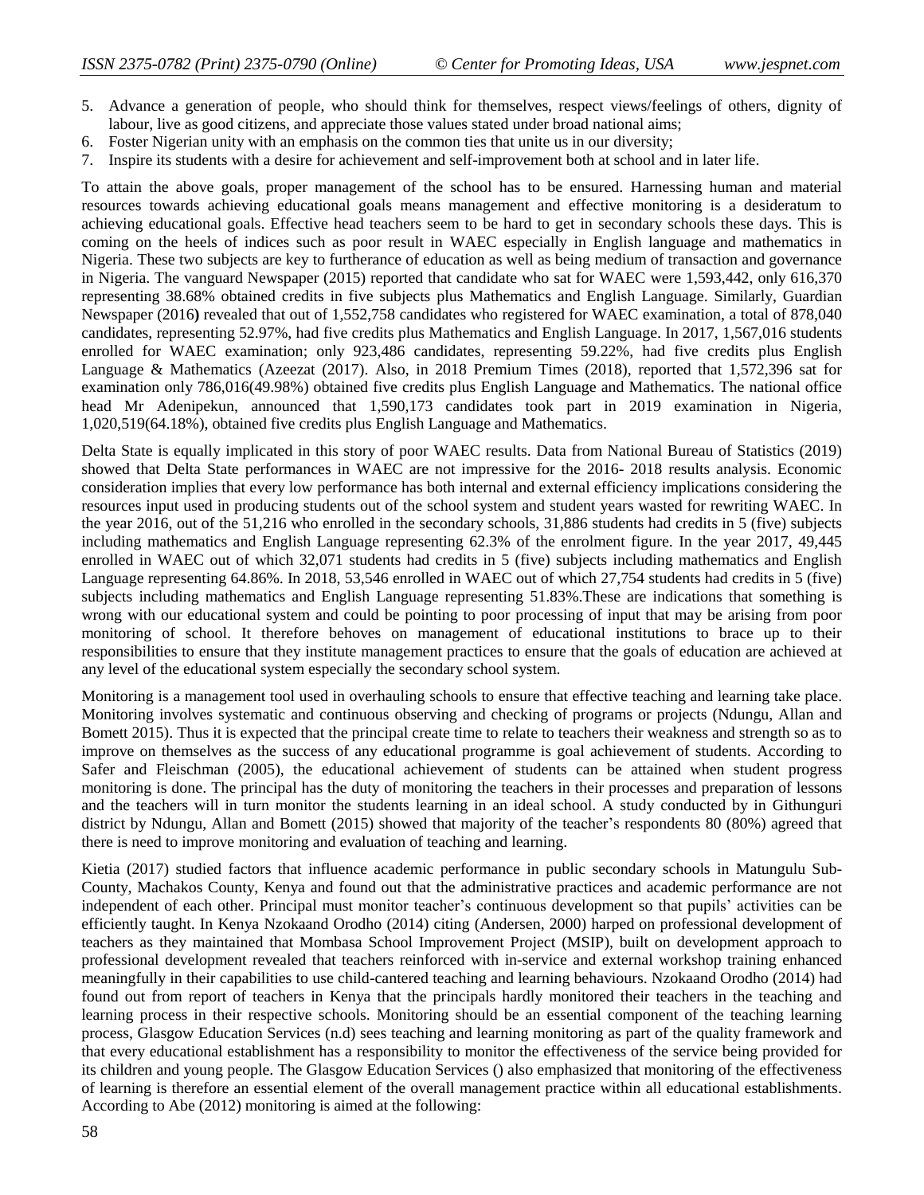5. Advance a generation of people, who should think for themselves, respect views/feelings of others, dignity of labour, live as good citizens, and appreciate those values stated under broad national aims;
6. Foster Nigerian unity with an emphasis on the common ties that unite us in our diversity;
7. Inspire its students with a desire for achievement and self-improvement both at school and in later life.

To attain the above goals, proper management of the school has to be ensured. Harnessing human and material resources towards achieving educational goals means management and effective monitoring is a desideratum to achieving educational goals. Effective head teachers seem to be hard to get in secondary schools these days. This is coming on the heels of indices such as poor result in WAEC especially in English language and mathematics in Nigeria. These two subjects are key to furtherance of education as well as being medium of transaction and governance in Nigeria. The vanguard Newspaper (2015) reported that candidate who sat for WAEC were 1,593,442, only 616,370 representing 38.68% obtained credits in five subjects plus Mathematics and English Language. Similarly, Guardian Newspaper (2016**)** revealed that out of 1,552,758 candidates who registered for WAEC examination, a total of 878,040 candidates, representing 52.97%, had five credits plus Mathematics and English Language. In 2017, 1,567,016 students enrolled for WAEC examination; only 923,486 candidates, representing 59.22%, had five credits plus English Language & Mathematics (Azeezat (2017). Also, in 2018 Premium Times (2018), reported that 1,572,396 sat for examination only 786,016(49.98%) obtained five credits plus English Language and Mathematics. The national office head Mr Adenipekun, announced that 1,590,173 candidates took part in 2019 examination in Nigeria, 1,020,519(64.18%), obtained five credits plus English Language and Mathematics.

Delta State is equally implicated in this story of poor WAEC results. Data from National Bureau of Statistics (2019) showed that Delta State performances in WAEC are not impressive for the 2016- 2018 results analysis. Economic consideration implies that every low performance has both internal and external efficiency implications considering the resources input used in producing students out of the school system and student years wasted for rewriting WAEC. In the year 2016, out of the 51,216 who enrolled in the secondary schools, 31,886 students had credits in 5 (five) subjects including mathematics and English Language representing 62.3% of the enrolment figure. In the year 2017, 49,445 enrolled in WAEC out of which 32,071 students had credits in 5 (five) subjects including mathematics and English Language representing 64.86%. In 2018, 53,546 enrolled in WAEC out of which 27,754 students had credits in 5 (five) subjects including mathematics and English Language representing 51.83%.These are indications that something is wrong with our educational system and could be pointing to poor processing of input that may be arising from poor monitoring of school. It therefore behoves on management of educational institutions to brace up to their responsibilities to ensure that they institute management practices to ensure that the goals of education are achieved at any level of the educational system especially the secondary school system.

Monitoring is a management tool used in overhauling schools to ensure that effective teaching and learning take place. Monitoring involves systematic and continuous observing and checking of programs or projects (Ndungu, Allan and Bomett 2015). Thus it is expected that the principal create time to relate to teachers their weakness and strength so as to improve on themselves as the success of any educational programme is goal achievement of students. According to Safer and Fleischman (2005), the educational achievement of students can be attained when student progress monitoring is done. The principal has the duty of monitoring the teachers in their processes and preparation of lessons and the teachers will in turn monitor the students learning in an ideal school. A study conducted by in Githunguri district by Ndungu, Allan and Bomett (2015) showed that majority of the teacher's respondents 80 (80%) agreed that there is need to improve monitoring and evaluation of teaching and learning.

Kietia (2017) studied factors that influence academic performance in public secondary schools in Matungulu Sub-County, Machakos County, Kenya and found out that the administrative practices and academic performance are not independent of each other. Principal must monitor teacher's continuous development so that pupils' activities can be efficiently taught. In Kenya Nzokaand Orodho (2014) citing (Andersen, 2000) harped on professional development of teachers as they maintained that Mombasa School Improvement Project (MSIP), built on development approach to professional development revealed that teachers reinforced with in-service and external workshop training enhanced meaningfully in their capabilities to use child-cantered teaching and learning behaviours. Nzokaand Orodho (2014) had found out from report of teachers in Kenya that the principals hardly monitored their teachers in the teaching and learning process in their respective schools. Monitoring should be an essential component of the teaching learning process, Glasgow Education Services (n.d) sees teaching and learning monitoring as part of the quality framework and that every educational establishment has a responsibility to monitor the effectiveness of the service being provided for its children and young people. The Glasgow Education Services () also emphasized that monitoring of the effectiveness of learning is therefore an essential element of the overall management practice within all educational establishments. According to Abe (2012) monitoring is aimed at the following: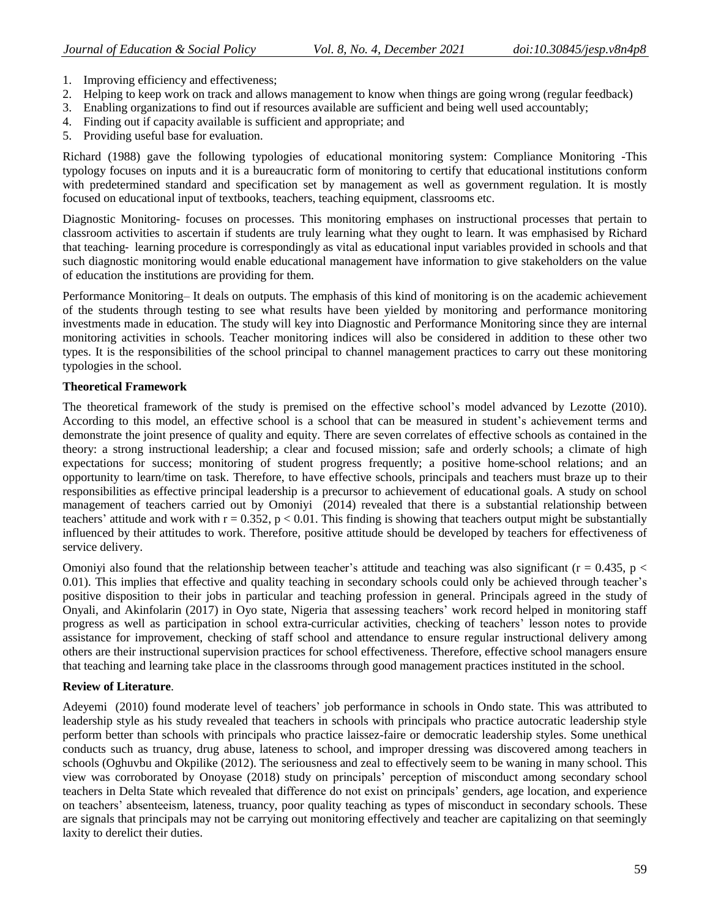1. Improving efficiency and effectiveness;
2. Helping to keep work on track and allows management to know when things are going wrong (regular feedback)
3. Enabling organizations to find out if resources available are sufficient and being well used accountably;
4. Finding out if capacity available is sufficient and appropriate; and
5. Providing useful base for evaluation.

Richard (1988) gave the following typologies of educational monitoring system: Compliance Monitoring -This typology focuses on inputs and it is a bureaucratic form of monitoring to certify that educational institutions conform with predetermined standard and specification set by management as well as government regulation. It is mostly focused on educational input of textbooks, teachers, teaching equipment, classrooms etc.

Diagnostic Monitoring- focuses on processes. This monitoring emphases on instructional processes that pertain to classroom activities to ascertain if students are truly learning what they ought to learn. It was emphasised by Richard that teaching- learning procedure is correspondingly as vital as educational input variables provided in schools and that such diagnostic monitoring would enable educational management have information to give stakeholders on the value of education the institutions are providing for them.

Performance Monitoring– It deals on outputs. The emphasis of this kind of monitoring is on the academic achievement of the students through testing to see what results have been yielded by monitoring and performance monitoring investments made in education. The study will key into Diagnostic and Performance Monitoring since they are internal monitoring activities in schools. Teacher monitoring indices will also be considered in addition to these other two types. It is the responsibilities of the school principal to channel management practices to carry out these monitoring typologies in the school.

**Theoretical Framework**

The theoretical framework of the study is premised on the effective school's model advanced by Lezotte (2010). According to this model, an effective school is a school that can be measured in student's achievement terms and demonstrate the joint presence of quality and equity. There are seven correlates of effective schools as contained in the theory: a strong instructional leadership; a clear and focused mission; safe and orderly schools; a climate of high expectations for success; monitoring of student progress frequently; a positive home-school relations; and an opportunity to learn/time on task. Therefore, to have effective schools, principals and teachers must braze up to their responsibilities as effective principal leadership is a precursor to achievement of educational goals. A study on school management of teachers carried out by Omoniyi (2014) revealed that there is a substantial relationship between teachers' attitude and work with $r = 0.352$, $p < 0.01$. This finding is showing that teachers output might be substantially influenced by their attitudes to work. Therefore, positive attitude should be developed by teachers for effectiveness of service delivery.

Omoniyi also found that the relationship between teacher's attitude and teaching was also significant ($r = 0.435$, $p < 0.01$). This implies that effective and quality teaching in secondary schools could only be achieved through teacher's positive disposition to their jobs in particular and teaching profession in general. Principals agreed in the study of Onyali, and Akinfolarin (2017) in Oyo state, Nigeria that assessing teachers' work record helped in monitoring staff progress as well as participation in school extra-curricular activities, checking of teachers' lesson notes to provide assistance for improvement, checking of staff school and attendance to ensure regular instructional delivery among others are their instructional supervision practices for school effectiveness. Therefore, effective school managers ensure that teaching and learning take place in the classrooms through good management practices instituted in the school.

**Review of Literature**.

Adeyemi (2010) found moderate level of teachers' job performance in schools in Ondo state. This was attributed to leadership style as his study revealed that teachers in schools with principals who practice autocratic leadership style perform better than schools with principals who practice laissez-faire or democratic leadership styles. Some unethical conducts such as truancy, drug abuse, lateness to school, and improper dressing was discovered among teachers in schools (Oghuvbu and Okpilike (2012). The seriousness and zeal to effectively seem to be waning in many school. This view was corroborated by Onoyase (2018) study on principals' perception of misconduct among secondary school teachers in Delta State which revealed that difference do not exist on principals' genders, age location, and experience on teachers' absenteeism, lateness, truancy, poor quality teaching as types of misconduct in secondary schools. These are signals that principals may not be carrying out monitoring effectively and teacher are capitalizing on that seemingly laxity to derelict their duties.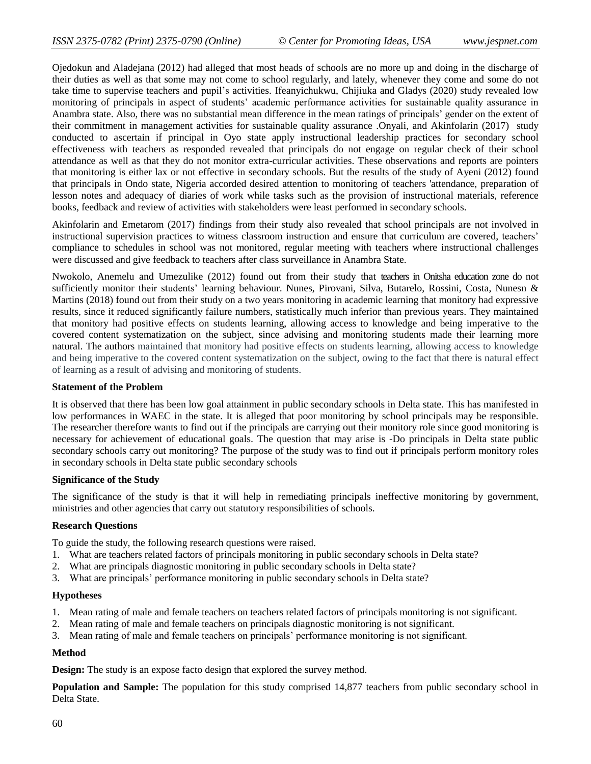Ojedokun and Aladejana (2012) had alleged that most heads of schools are no more up and doing in the discharge of their duties as well as that some may not come to school regularly, and lately, whenever they come and some do not take time to supervise teachers and pupil's activities. Ifeanyichukwu, Chijiuka and Gladys (2020) study revealed low monitoring of principals in aspect of students' academic performance activities for sustainable quality assurance in Anambra state. Also, there was no substantial mean difference in the mean ratings of principals' gender on the extent of their commitment in management activities for sustainable quality assurance .Onyali, and Akinfolarin (2017) study conducted to ascertain if principal in Oyo state apply instructional leadership practices for secondary school effectiveness with teachers as responded revealed that principals do not engage on regular check of their school attendance as well as that they do not monitor extra-curricular activities. These observations and reports are pointers that monitoring is either lax or not effective in secondary schools. But the results of the study of Ayeni (2012) found that principals in Ondo state, Nigeria accorded desired attention to monitoring of teachers 'attendance, preparation of lesson notes and adequacy of diaries of work while tasks such as the provision of instructional materials, reference books, feedback and review of activities with stakeholders were least performed in secondary schools.

Akinfolarin and Emetarom (2017) findings from their study also revealed that school principals are not involved in instructional supervision practices to witness classroom instruction and ensure that curriculum are covered, teachers' compliance to schedules in school was not monitored, regular meeting with teachers where instructional challenges were discussed and give feedback to teachers after class surveillance in Anambra State.

Nwokolo, Anemelu and Umezulike (2012) found out from their study that teachers in Onitsha education zone do not sufficiently monitor their students' learning behaviour. Nunes, Pirovani, Silva, Butarelo, Rossini, Costa, Nunesn & Martins (2018) found out from their study on a two years monitoring in academic learning that monitory had expressive results, since it reduced significantly failure numbers, statistically much inferior than previous years. They maintained that monitory had positive effects on students learning, allowing access to knowledge and being imperative to the covered content systematization on the subject, since advising and monitoring students made their learning more natural. The authors maintained that monitory had positive effects on students learning, allowing access to knowledge and being imperative to the covered content systematization on the subject, owing to the fact that there is natural effect of learning as a result of advising and monitoring of students.

**Statement of the Problem**

It is observed that there has been low goal attainment in public secondary schools in Delta state. This has manifested in low performances in WAEC in the state. It is alleged that poor monitoring by school principals may be responsible. The researcher therefore wants to find out if the principals are carrying out their monitory role since good monitoring is necessary for achievement of educational goals. The question that may arise is -Do principals in Delta state public secondary schools carry out monitoring? The purpose of the study was to find out if principals perform monitory roles in secondary schools in Delta state public secondary schools

**Significance of the Study**

The significance of the study is that it will help in remediating principals ineffective monitoring by government, ministries and other agencies that carry out statutory responsibilities of schools.

**Research Questions**

To guide the study, the following research questions were raised.

1. What are teachers related factors of principals monitoring in public secondary schools in Delta state?
2. What are principals diagnostic monitoring in public secondary schools in Delta state?
3. What are principals' performance monitoring in public secondary schools in Delta state?

**Hypotheses**

1. Mean rating of male and female teachers on teachers related factors of principals monitoring is not significant.
2. Mean rating of male and female teachers on principals diagnostic monitoring is not significant.
3. Mean rating of male and female teachers on principals' performance monitoring is not significant.

**Method**

**Design:** The study is an expose facto design that explored the survey method.

**Population and Sample:** The population for this study comprised 14,877 teachers from public secondary school in Delta State.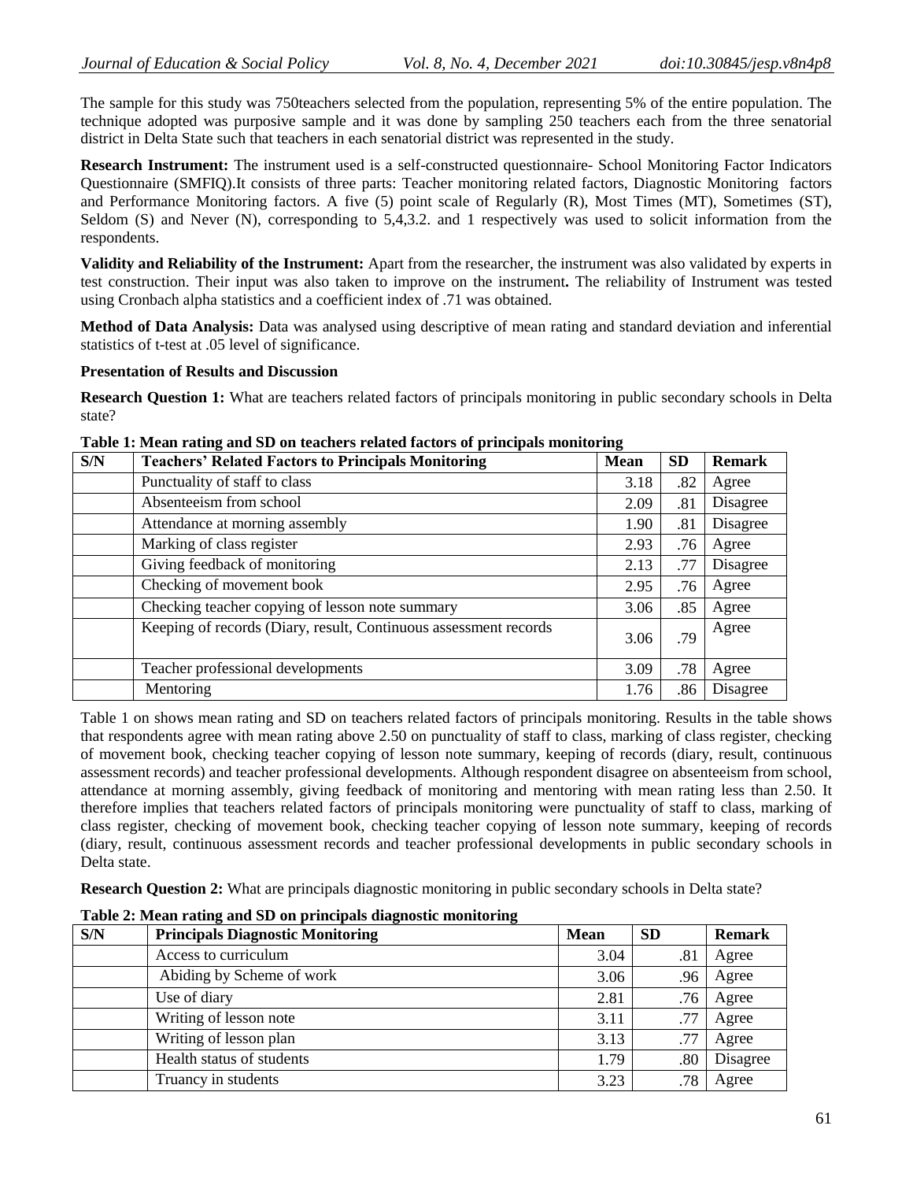The sample for this study was 750teachers selected from the population, representing 5% of the entire population. The technique adopted was purposive sample and it was done by sampling 250 teachers each from the three senatorial district in Delta State such that teachers in each senatorial district was represented in the study.

**Research Instrument:** The instrument used is a self-constructed questionnaire- School Monitoring Factor Indicators Questionnaire (SMFIQ).It consists of three parts: Teacher monitoring related factors, Diagnostic Monitoring factors and Performance Monitoring factors. A five (5) point scale of Regularly (R), Most Times (MT), Sometimes (ST), Seldom (S) and Never (N), corresponding to 5,4,3.2. and 1 respectively was used to solicit information from the respondents.

**Validity and Reliability of the Instrument:** Apart from the researcher, the instrument was also validated by experts in test construction. Their input was also taken to improve on the instrument**.** The reliability of Instrument was tested using Cronbach alpha statistics and a coefficient index of .71 was obtained.

**Method of Data Analysis:** Data was analysed using descriptive of mean rating and standard deviation and inferential statistics of t-test at .05 level of significance.

**Presentation of Results and Discussion**

**Research Question 1:** What are teachers related factors of principals monitoring in public secondary schools in Delta state?

**Table 1: Mean rating and SD on teachers related factors of principals monitoring**

| S/N | Teachers' Related Factors to Principals Monitoring | Mean | SD | Remark |
|---|---|---|---|---|
| | Punctuality of staff to class | 3.18 | .82 | Agree |
| | Absenteeism from school | 2.09 | .81 | Disagree |
| | Attendance at morning assembly | 1.90 | .81 | Disagree |
| | Marking of class register | 2.93 | .76 | Agree |
| | Giving feedback of monitoring | 2.13 | .77 | Disagree |
| | Checking of movement book | 2.95 | .76 | Agree |
| | Checking teacher copying of lesson note summary | 3.06 | .85 | Agree |
| | Keeping of records (Diary, result, Continuous assessment records | 3.06 | .79 | Agree |
| | Teacher professional developments | 3.09 | .78 | Agree |
| | Mentoring | 1.76 | .86 | Disagree |

Table 1 on shows mean rating and SD on teachers related factors of principals monitoring. Results in the table shows that respondents agree with mean rating above 2.50 on punctuality of staff to class, marking of class register, checking of movement book, checking teacher copying of lesson note summary, keeping of records (diary, result, continuous assessment records) and teacher professional developments. Although respondent disagree on absenteeism from school, attendance at morning assembly, giving feedback of monitoring and mentoring with mean rating less than 2.50. It therefore implies that teachers related factors of principals monitoring were punctuality of staff to class, marking of class register, checking of movement book, checking teacher copying of lesson note summary, keeping of records (diary, result, continuous assessment records and teacher professional developments in public secondary schools in Delta state.

**Research Question 2:** What are principals diagnostic monitoring in public secondary schools in Delta state?

**Table 2: Mean rating and SD on principals diagnostic monitoring**

| S/N | Principals Diagnostic Monitoring | Mean | SD | Remark |
|---|---|---|---|---|
| | Access to curriculum | 3.04 | .81 | Agree |
| | Abiding by Scheme of work | 3.06 | .96 | Agree |
| | Use of diary | 2.81 | .76 | Agree |
| | Writing of lesson note | 3.11 | .77 | Agree |
| | Writing of lesson plan | 3.13 | .77 | Agree |
| | Health status of students | 1.79 | .80 | Disagree |
| | Truancy in students | 3.23 | .78 | Agree |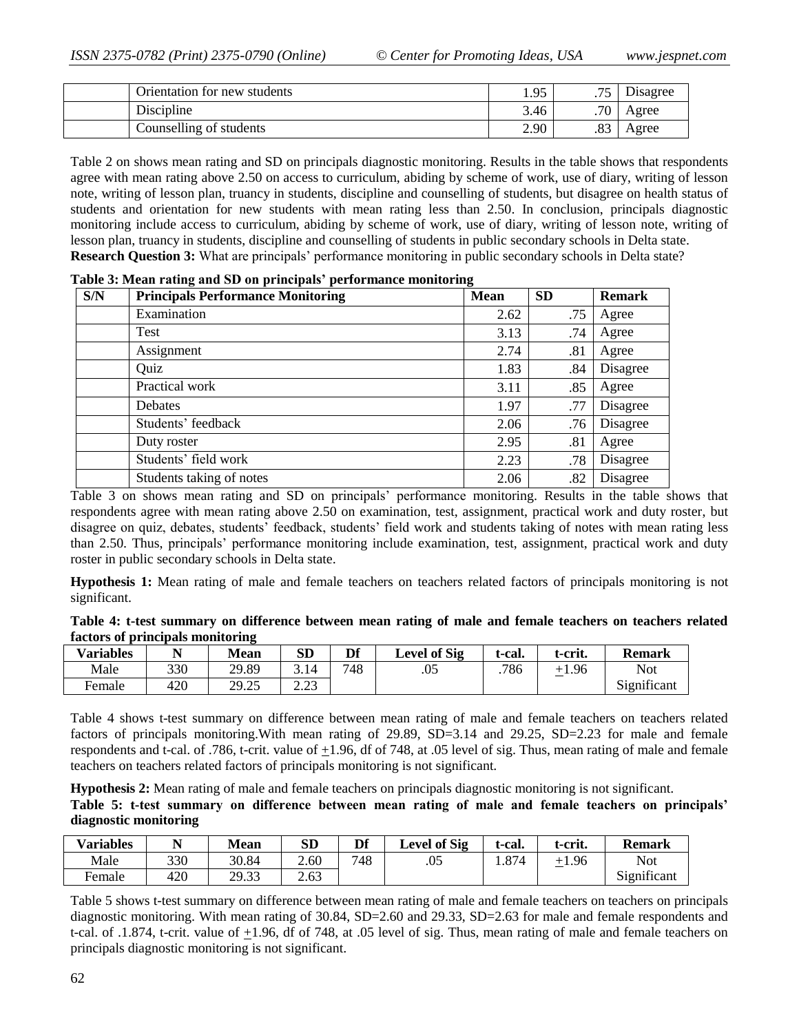| | Orientation for new students | 1.95 | .75 | Disagree |
|---|---|---|---|---|
| | Discipline | 3.46 | .70 | Agree |
| | Counselling of students | 2.90 | .83 | Agree |

Table 2 on shows mean rating and SD on principals diagnostic monitoring. Results in the table shows that respondents agree with mean rating above 2.50 on access to curriculum, abiding by scheme of work, use of diary, writing of lesson note, writing of lesson plan, truancy in students, discipline and counselling of students, but disagree on health status of students and orientation for new students with mean rating less than 2.50. In conclusion, principals diagnostic monitoring include access to curriculum, abiding by scheme of work, use of diary, writing of lesson note, writing of lesson plan, truancy in students, discipline and counselling of students in public secondary schools in Delta state.

**Research Question 3:** What are principals' performance monitoring in public secondary schools in Delta state?

**Table 3: Mean rating and SD on principals' performance monitoring**

| S/N | Principals Performance Monitoring | Mean | SD | Remark |
|---|---|---|---|---|
| | Examination | 2.62 | .75 | Agree |
| | Test | 3.13 | .74 | Agree |
| | Assignment | 2.74 | .81 | Agree |
| | Quiz | 1.83 | .84 | Disagree |
| | Practical work | 3.11 | .85 | Agree |
| | Debates | 1.97 | .77 | Disagree |
| | Students' feedback | 2.06 | .76 | Disagree |
| | Duty roster | 2.95 | .81 | Agree |
| | Students' field work | 2.23 | .78 | Disagree |
| | Students taking of notes | 2.06 | .82 | Disagree |

Table 3 on shows mean rating and SD on principals' performance monitoring. Results in the table shows that respondents agree with mean rating above 2.50 on examination, test, assignment, practical work and duty roster, but disagree on quiz, debates, students' feedback, students' field work and students taking of notes with mean rating less than 2.50. Thus, principals' performance monitoring include examination, test, assignment, practical work and duty roster in public secondary schools in Delta state.

**Hypothesis 1:** Mean rating of male and female teachers on teachers related factors of principals monitoring is not significant.

**Table 4: t-test summary on difference between mean rating of male and female teachers on teachers related factors of principals monitoring**

| Variables | N | Mean | SD | Df | Level of Sig | t-cal. | t-crit. | Remark |
|---|---|---|---|---|---|---|---|---|
| Male | 330 | 29.89 | 3.14 | 748 | .05 | .786 | +1.96 | Not |
| Female | 420 | 29.25 | 2.23 | | | | | Significant |

Table 4 shows t-test summary on difference between mean rating of male and female teachers on teachers related factors of principals monitoring.With mean rating of 29.89, SD=3.14 and 29.25, SD=2.23 for male and female respondents and t-cal. of .786, t-crit. value of +1.96, df of 748, at .05 level of sig. Thus, mean rating of male and female teachers on teachers related factors of principals monitoring is not significant.

**Hypothesis 2:** Mean rating of male and female teachers on principals diagnostic monitoring is not significant.

**Table 5: t-test summary on difference between mean rating of male and female teachers on principals' diagnostic monitoring**

| Variables | N | Mean | SD | Df | Level of Sig | t-cal. | t-crit. | Remark |
|---|---|---|---|---|---|---|---|---|
| Male | 330 | 30.84 | 2.60 | 748 | .05 | 1.874 | +1.96 | Not |
| Female | 420 | 29.33 | 2.63 | | | | | Significant |

Table 5 shows t-test summary on difference between mean rating of male and female teachers on teachers on principals diagnostic monitoring. With mean rating of 30.84, SD=2.60 and 29.33, SD=2.63 for male and female respondents and t-cal. of .1.874, t-crit. value of +1.96, df of 748, at .05 level of sig. Thus, mean rating of male and female teachers on principals diagnostic monitoring is not significant.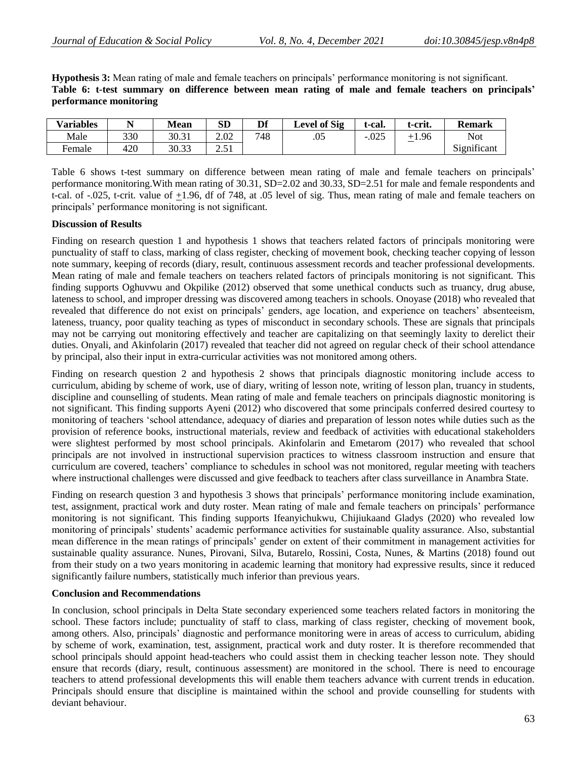**Hypothesis 3:** Mean rating of male and female teachers on principals' performance monitoring is not significant.

**Table 6: t-test summary on difference between mean rating of male and female teachers on principals' performance monitoring**

| Variables | N | Mean | SD | Df | Level of Sig | t-cal. | t-crit. | Remark |
|---|---|---|---|---|---|---|---|---|
| Male | 330 | 30.31 | 2.02 | 748 | .05 | -.025 | $\pm$1.96 | Not |
| Female | 420 | 30.33 | 2.51 | | | | | Significant |

Table 6 shows t-test summary on difference between mean rating of male and female teachers on principals' performance monitoring.With mean rating of 30.31, SD=2.02 and 30.33, SD=2.51 for male and female respondents and t-cal. of -.025, t-crit. value of $\pm$1.96, df of 748, at .05 level of sig. Thus, mean rating of male and female teachers on principals' performance monitoring is not significant.

**Discussion of Results**

Finding on research question 1 and hypothesis 1 shows that teachers related factors of principals monitoring were punctuality of staff to class, marking of class register, checking of movement book, checking teacher copying of lesson note summary, keeping of records (diary, result, continuous assessment records and teacher professional developments. Mean rating of male and female teachers on teachers related factors of principals monitoring is not significant. This finding supports Oghuvwu and Okpilike (2012) observed that some unethical conducts such as truancy, drug abuse, lateness to school, and improper dressing was discovered among teachers in schools. Onoyase (2018) who revealed that revealed that difference do not exist on principals' genders, age location, and experience on teachers' absenteeism, lateness, truancy, poor quality teaching as types of misconduct in secondary schools. These are signals that principals may not be carrying out monitoring effectively and teacher are capitalizing on that seemingly laxity to derelict their duties. Onyali, and Akinfolarin (2017) revealed that teacher did not agreed on regular check of their school attendance by principal, also their input in extra-curricular activities was not monitored among others.

Finding on research question 2 and hypothesis 2 shows that principals diagnostic monitoring include access to curriculum, abiding by scheme of work, use of diary, writing of lesson note, writing of lesson plan, truancy in students, discipline and counselling of students. Mean rating of male and female teachers on principals diagnostic monitoring is not significant. This finding supports Ayeni (2012) who discovered that some principals conferred desired courtesy to monitoring of teachers 'school attendance, adequacy of diaries and preparation of lesson notes while duties such as the provision of reference books, instructional materials, review and feedback of activities with educational stakeholders were slightest performed by most school principals. Akinfolarin and Emetarom (2017) who revealed that school principals are not involved in instructional supervision practices to witness classroom instruction and ensure that curriculum are covered, teachers' compliance to schedules in school was not monitored, regular meeting with teachers where instructional challenges were discussed and give feedback to teachers after class surveillance in Anambra State.

Finding on research question 3 and hypothesis 3 shows that principals' performance monitoring include examination, test, assignment, practical work and duty roster. Mean rating of male and female teachers on principals' performance monitoring is not significant. This finding supports Ifeanyichukwu, Chijiukaand Gladys (2020) who revealed low monitoring of principals' students' academic performance activities for sustainable quality assurance. Also, substantial mean difference in the mean ratings of principals' gender on extent of their commitment in management activities for sustainable quality assurance. Nunes, Pirovani, Silva, Butarelo, Rossini, Costa, Nunes, & Martins (2018) found out from their study on a two years monitoring in academic learning that monitory had expressive results, since it reduced significantly failure numbers, statistically much inferior than previous years.

**Conclusion and Recommendations**

In conclusion, school principals in Delta State secondary experienced some teachers related factors in monitoring the school. These factors include; punctuality of staff to class, marking of class register, checking of movement book, among others. Also, principals' diagnostic and performance monitoring were in areas of access to curriculum, abiding by scheme of work, examination, test, assignment, practical work and duty roster. It is therefore recommended that school principals should appoint head-teachers who could assist them in checking teacher lesson note. They should ensure that records (diary, result, continuous assessment) are monitored in the school. There is need to encourage teachers to attend professional developments this will enable them teachers advance with current trends in education. Principals should ensure that discipline is maintained within the school and provide counselling for students with deviant behaviour.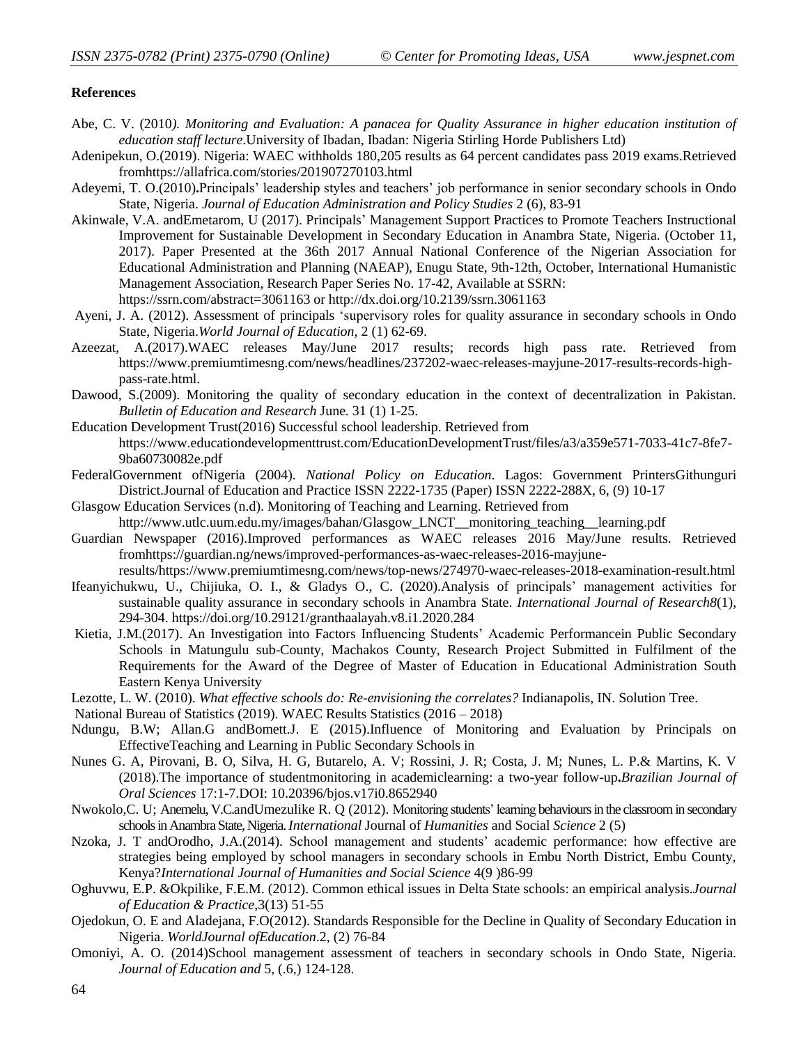**References**

Abe, C. V. (2010*). Monitoring and Evaluation: A panacea for Quality Assurance in higher education institution of education staff lecture*.University of Ibadan, Ibadan: Nigeria Stirling Horde Publishers Ltd)

Adenipekun, O.(2019). Nigeria: WAEC withholds 180,205 results as 64 percent candidates pass 2019 exams.Retrieved fromhttps://allafrica.com/stories/201907270103.html

Adeyemi, T. O.(2010)**.**Principals' leadership styles and teachers' job performance in senior secondary schools in Ondo State, Nigeria. *Journal of Education Administration and Policy Studies* 2 (6), 83-91

Akinwale, V.A. andEmetarom, U (2017). Principals' Management Support Practices to Promote Teachers Instructional Improvement for Sustainable Development in Secondary Education in Anambra State, Nigeria. (October 11, 2017). Paper Presented at the 36th 2017 Annual National Conference of the Nigerian Association for Educational Administration and Planning (NAEAP), Enugu State, 9th-12th, October, International Humanistic Management Association, Research Paper Series No. 17-42, Available at SSRN: https://ssrn.com/abstract=3061163 or http://dx.doi.org/10.2139/ssrn.3061163

Ayeni, J. A. (2012). Assessment of principals 'supervisory roles for quality assurance in secondary schools in Ondo State, Nigeria.*World Journal of Education*, 2 (1) 62-69.

Azeezat, A.(2017).WAEC releases May/June 2017 results; records high pass rate. Retrieved from https://www.premiumtimesng.com/news/headlines/237202-waec-releases-mayjune-2017-results-records-high-pass-rate.html.

Dawood, S.(2009). Monitoring the quality of secondary education in the context of decentralization in Pakistan. *Bulletin of Education and Research* June. 31 (1) 1-25.

Education Development Trust(2016) Successful school leadership. Retrieved from https://www.educationdevelopmenttrust.com/EducationDevelopmentTrust/files/a3/a359e571-7033-41c7-8fe7-9ba60730082e.pdf

FederalGovernment ofNigeria (2004). *National Policy on Education*. Lagos: Government PrintersGithunguri District.Journal of Education and Practice ISSN 2222-1735 (Paper) ISSN 2222-288X, 6, (9) 10-17

Glasgow Education Services (n.d). Monitoring of Teaching and Learning. Retrieved from http://www.utlc.uum.edu.my/images/bahan/Glasgow_LNCT__monitoring_teaching__learning.pdf

Guardian Newspaper (2016).Improved performances as WAEC releases 2016 May/June results. Retrieved fromhttps://guardian.ng/news/improved-performances-as-waec-releases-2016-mayjune-results/https://www.premiumtimesng.com/news/top-news/274970-waec-releases-2018-examination-result.html

Ifeanyichukwu, U., Chijiuka, O. I., & Gladys O., C. (2020).Analysis of principals' management activities for sustainable quality assurance in secondary schools in Anambra State. *International Journal of Research8*(1), 294-304. https://doi.org/10.29121/granthaalayah.v8.i1.2020.284

Kietia, J.M.(2017). An Investigation into Factors Influencing Students' Academic Performancein Public Secondary Schools in Matungulu sub-County, Machakos County, Research Project Submitted in Fulfilment of the Requirements for the Award of the Degree of Master of Education in Educational Administration South Eastern Kenya University

Lezotte, L. W. (2010). *What effective schools do: Re-envisioning the correlates?* Indianapolis, IN. Solution Tree.

National Bureau of Statistics (2019). WAEC Results Statistics (2016 – 2018)

Ndungu, B.W; Allan.G andBomett.J. E (2015).Influence of Monitoring and Evaluation by Principals on EffectiveTeaching and Learning in Public Secondary Schools in

Nunes G. A, Pirovani, B. O, Silva, H. G, Butarelo, A. V; Rossini, J. R; Costa, J. M; Nunes, L. P.& Martins, K. V (2018).The importance of studentmonitoring in academiclearning: a two-year follow-up**.***Brazilian Journal of Oral Sciences* 17:1-7.DOI: 10.20396/bjos.v17i0.8652940

Nwokolo,C. U; Anemelu, V.C.andUmezulike R. Q (2012). Monitoring students' learning behaviours in the classroom in secondary schools in Anambra State, Nigeria. *International* Journal of *Humanities* and Social *Science* 2 (5)

Nzoka, J. T andOrodho, J.A.(2014). School management and students' academic performance: how effective are strategies being employed by school managers in secondary schools in Embu North District, Embu County, Kenya?*International Journal of Humanities and Social Science* 4(9 )86-99

Oghuvwu, E.P. &Okpilike, F.E.M. (2012). Common ethical issues in Delta State schools: an empirical analysis.*Journal of Education & Practice*,3(13) 51-55

Ojedokun, O. E and Aladejana, F.O(2012). Standards Responsible for the Decline in Quality of Secondary Education in Nigeria. *WorldJournal ofEducation*.2, (2) 76-84

Omoniyi, A. O. (2014)School management assessment of teachers in secondary schools in Ondo State, Nigeria. *Journal of Education and* 5, (.6,) 124-128.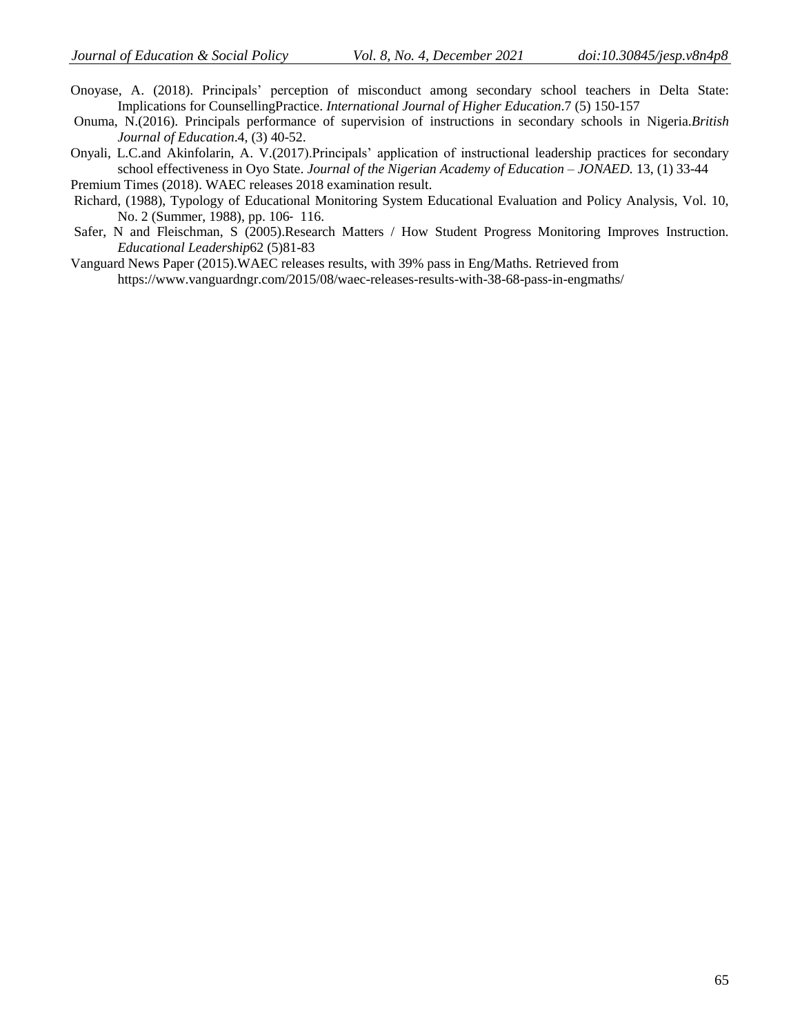Onoyase, A. (2018). Principals' perception of misconduct among secondary school teachers in Delta State: Implications for CounsellingPractice. *International Journal of Higher Education*.7 (5) 150-157

Onuma, N.(2016). Principals performance of supervision of instructions in secondary schools in Nigeria.*British Journal of Education*.4, (3) 40-52.

Onyali, L.C.and Akinfolarin, A. V.(2017).Principals' application of instructional leadership practices for secondary school effectiveness in Oyo State. *Journal of the Nigerian Academy of Education – JONAED.* 13, (1) 33-44

Premium Times (2018). WAEC releases 2018 examination result.

Richard, (1988), Typology of Educational Monitoring System Educational Evaluation and Policy Analysis, Vol. 10, No. 2 (Summer, 1988), pp. 106- 116.

Safer, N and Fleischman, S (2005).Research Matters / How Student Progress Monitoring Improves Instruction. *Educational Leadership*62 (5)81-83

Vanguard News Paper (2015).WAEC releases results, with 39% pass in Eng/Maths. Retrieved from https://www.vanguardngr.com/2015/08/waec-releases-results-with-38-68-pass-in-engmaths/